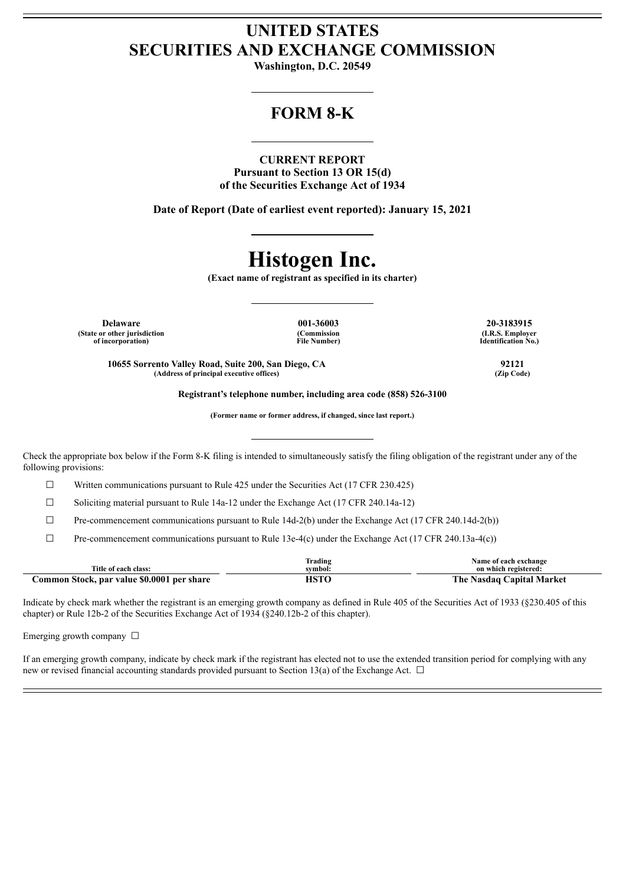# UNITED STATES
# SECURITIES AND EXCHANGE COMMISSION

**Washington, D.C. 20549**

## FORM 8-K

**CURRENT REPORT**
**Pursuant to Section 13 OR 15(d)**
**of the Securities Exchange Act of 1934**

**Date of Report (Date of earliest event reported): January 15, 2021**

# Histogen Inc.

**(Exact name of registrant as specified in its charter)**

| Delaware | 001-36003 | 20-3183915 |
|---|---|---|
| (State or other jurisdiction of incorporation) | (Commission File Number) | (I.R.S. Employer Identification No.) |

| 10655 Sorrento Valley Road, Suite 200, San Diego, CA | 92121 |
|---|---|
| (Address of principal executive offices) | (Zip Code) |

**Registrant's telephone number, including area code (858) 526-3100**

**(Former name or former address, if changed, since last report.)**

Check the appropriate box below if the Form 8-K filing is intended to simultaneously satisfy the filing obligation of the registrant under any of the following provisions:

☐ Written communications pursuant to Rule 425 under the Securities Act (17 CFR 230.425)

☐ Soliciting material pursuant to Rule 14a-12 under the Exchange Act (17 CFR 240.14a-12)

☐ Pre-commencement communications pursuant to Rule 14d-2(b) under the Exchange Act (17 CFR 240.14d-2(b))

☐ Pre-commencement communications pursuant to Rule 13e-4(c) under the Exchange Act (17 CFR 240.13a-4(c))

| Title of each class: | Trading symbol: | Name of each exchange on which registered: |
|---|---|---|
| **Common Stock, par value $0.0001 per share** | **HSTO** | **The Nasdaq Capital Market** |

Indicate by check mark whether the registrant is an emerging growth company as defined in Rule 405 of the Securities Act of 1933 (§230.405 of this chapter) or Rule 12b-2 of the Securities Exchange Act of 1934 (§240.12b-2 of this chapter).

Emerging growth company ☐

If an emerging growth company, indicate by check mark if the registrant has elected not to use the extended transition period for complying with any new or revised financial accounting standards provided pursuant to Section 13(a) of the Exchange Act. ☐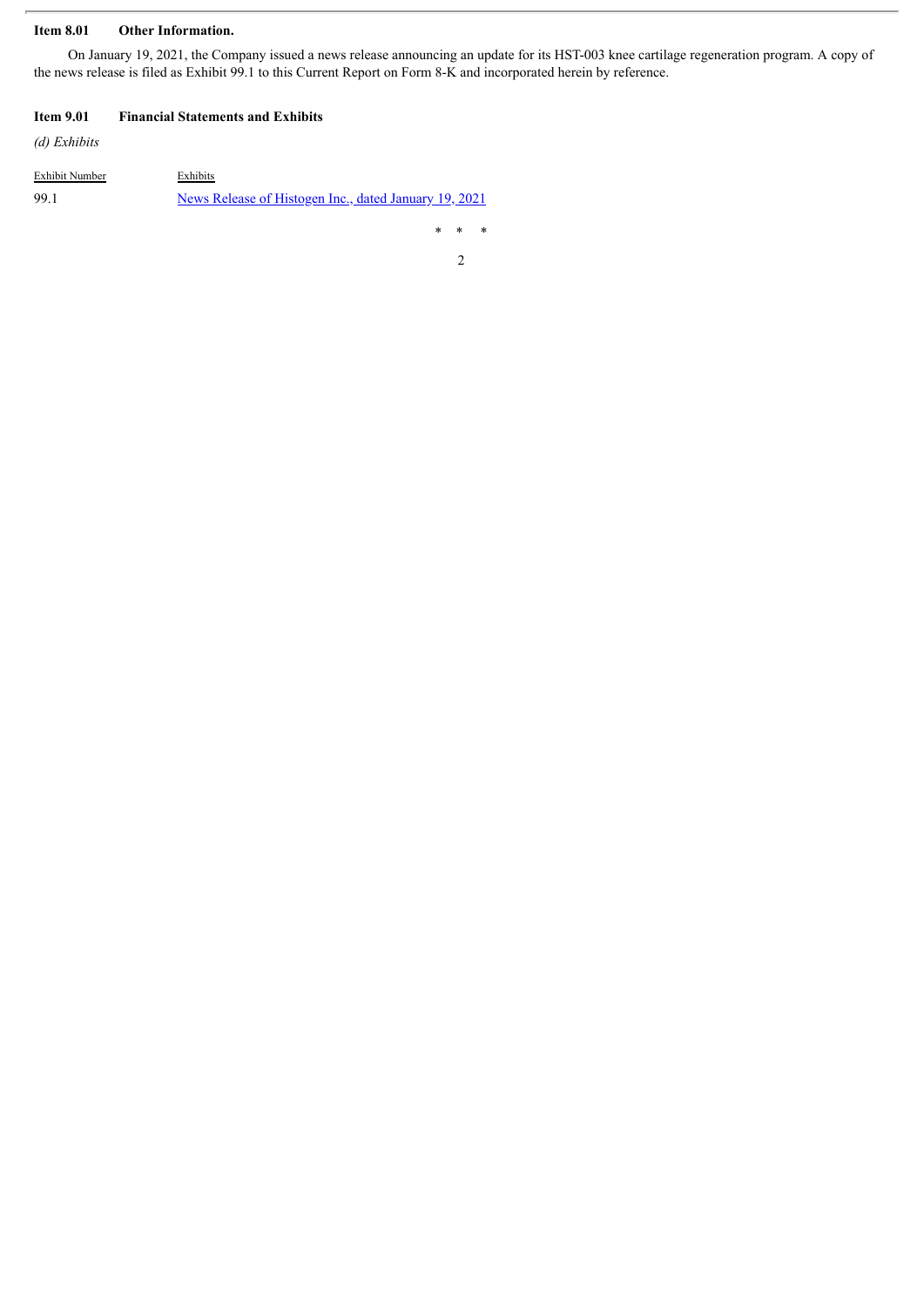**Item 8.01 Other Information.**

On January 19, 2021, the Company issued a news release announcing an update for its HST-003 knee cartilage regeneration program. A copy of the news release is filed as Exhibit 99.1 to this Current Report on Form 8-K and incorporated herein by reference.

**Item 9.01 Financial Statements and Exhibits**

*(d) Exhibits*

| Exhibit Number | Exhibits |
|---|---|
| 99.1 | News Release of Histogen Inc., dated January 19, 2021 |

\* \* \*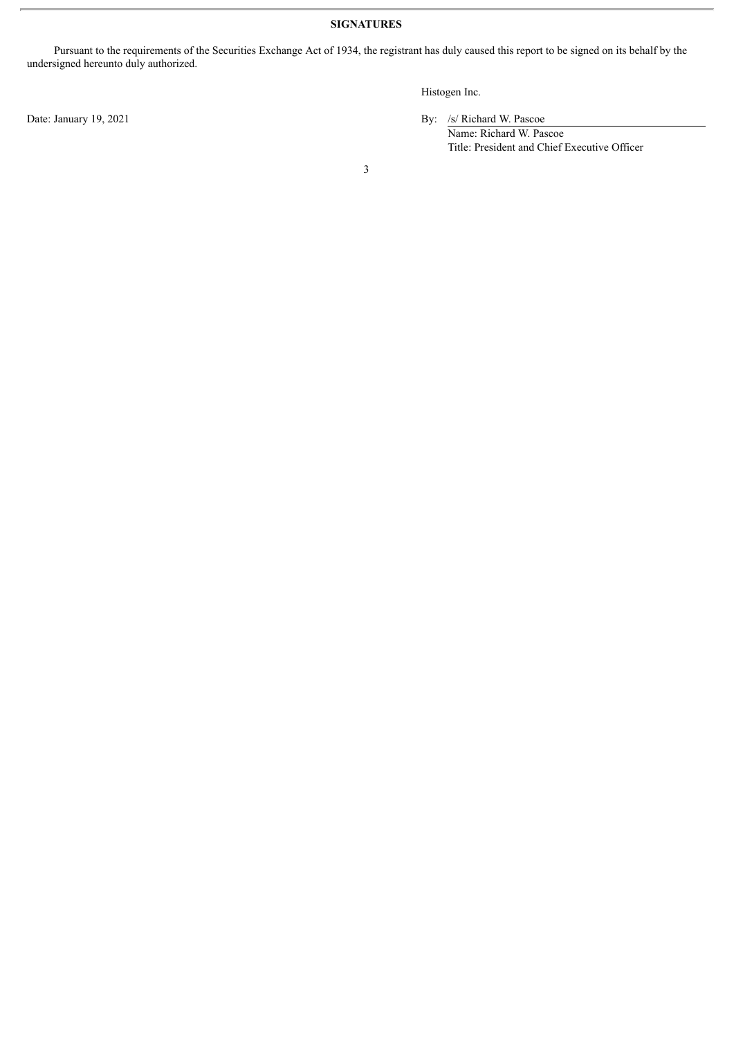**SIGNATURES**

Pursuant to the requirements of the Securities Exchange Act of 1934, the registrant has duly caused this report to be signed on its behalf by the undersigned hereunto duly authorized.

Histogen Inc.

Date: January 19, 2021

By: /s/ Richard W. Pascoe
Name: Richard W. Pascoe
Title: President and Chief Executive Officer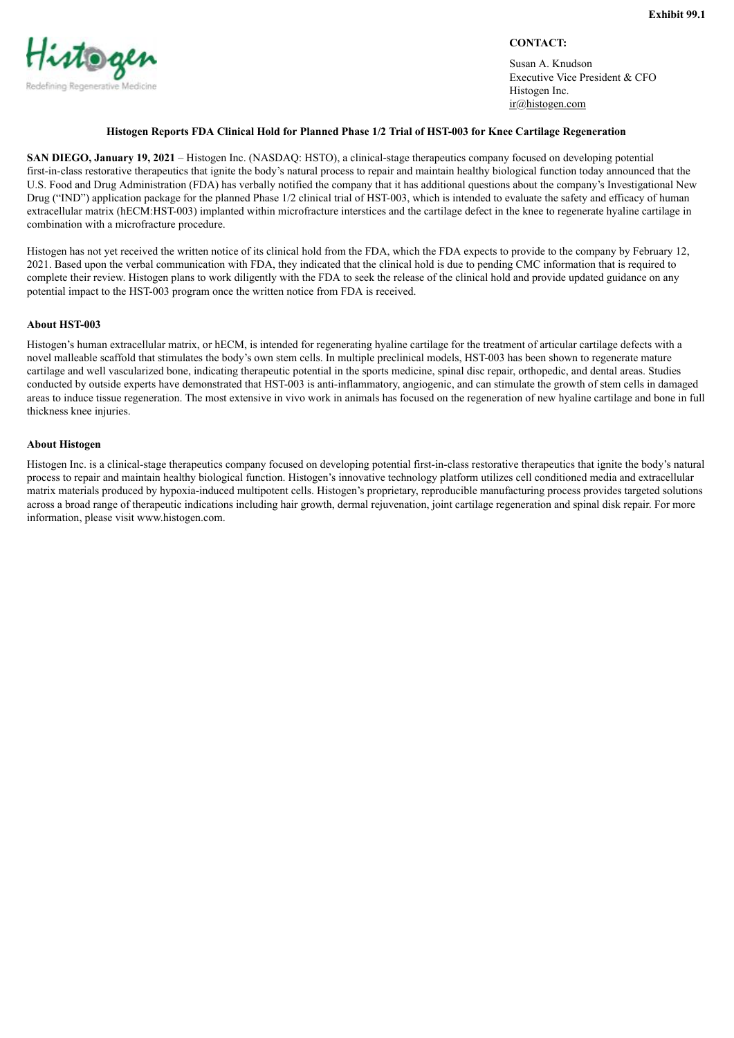Exhibit 99.1

Histogen
Redefining Regenerative Medicine

**CONTACT:**

Susan A. Knudson
Executive Vice President & CFO
Histogen Inc.
ir@histogen.com

**Histogen Reports FDA Clinical Hold for Planned Phase 1/2 Trial of HST-003 for Knee Cartilage Regeneration**

**SAN DIEGO, January 19, 2021** – Histogen Inc. (NASDAQ: HSTO), a clinical-stage therapeutics company focused on developing potential first-in-class restorative therapeutics that ignite the body's natural process to repair and maintain healthy biological function today announced that the U.S. Food and Drug Administration (FDA) has verbally notified the company that it has additional questions about the company's Investigational New Drug ("IND") application package for the planned Phase 1/2 clinical trial of HST-003, which is intended to evaluate the safety and efficacy of human extracellular matrix (hECM:HST-003) implanted within microfracture interstices and the cartilage defect in the knee to regenerate hyaline cartilage in combination with a microfracture procedure.

Histogen has not yet received the written notice of its clinical hold from the FDA, which the FDA expects to provide to the company by February 12, 2021. Based upon the verbal communication with FDA, they indicated that the clinical hold is due to pending CMC information that is required to complete their review. Histogen plans to work diligently with the FDA to seek the release of the clinical hold and provide updated guidance on any potential impact to the HST-003 program once the written notice from FDA is received.

**About HST-003**

Histogen's human extracellular matrix, or hECM, is intended for regenerating hyaline cartilage for the treatment of articular cartilage defects with a novel malleable scaffold that stimulates the body's own stem cells. In multiple preclinical models, HST-003 has been shown to regenerate mature cartilage and well vascularized bone, indicating therapeutic potential in the sports medicine, spinal disc repair, orthopedic, and dental areas. Studies conducted by outside experts have demonstrated that HST-003 is anti-inflammatory, angiogenic, and can stimulate the growth of stem cells in damaged areas to induce tissue regeneration. The most extensive in vivo work in animals has focused on the regeneration of new hyaline cartilage and bone in full thickness knee injuries.

**About Histogen**

Histogen Inc. is a clinical-stage therapeutics company focused on developing potential first-in-class restorative therapeutics that ignite the body's natural process to repair and maintain healthy biological function. Histogen's innovative technology platform utilizes cell conditioned media and extracellular matrix materials produced by hypoxia-induced multipotent cells. Histogen's proprietary, reproducible manufacturing process provides targeted solutions across a broad range of therapeutic indications including hair growth, dermal rejuvenation, joint cartilage regeneration and spinal disk repair. For more information, please visit www.histogen.com.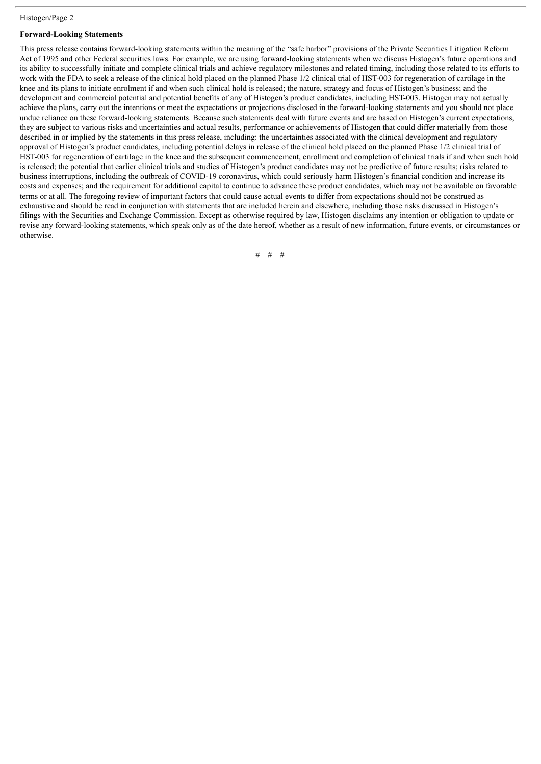**Forward-Looking Statements**

This press release contains forward-looking statements within the meaning of the "safe harbor" provisions of the Private Securities Litigation Reform Act of 1995 and other Federal securities laws. For example, we are using forward-looking statements when we discuss Histogen's future operations and its ability to successfully initiate and complete clinical trials and achieve regulatory milestones and related timing, including those related to its efforts to work with the FDA to seek a release of the clinical hold placed on the planned Phase 1/2 clinical trial of HST-003 for regeneration of cartilage in the knee and its plans to initiate enrolment if and when such clinical hold is released; the nature, strategy and focus of Histogen's business; and the development and commercial potential and potential benefits of any of Histogen's product candidates, including HST-003. Histogen may not actually achieve the plans, carry out the intentions or meet the expectations or projections disclosed in the forward-looking statements and you should not place undue reliance on these forward-looking statements. Because such statements deal with future events and are based on Histogen's current expectations, they are subject to various risks and uncertainties and actual results, performance or achievements of Histogen that could differ materially from those described in or implied by the statements in this press release, including: the uncertainties associated with the clinical development and regulatory approval of Histogen's product candidates, including potential delays in release of the clinical hold placed on the planned Phase 1/2 clinical trial of HST-003 for regeneration of cartilage in the knee and the subsequent commencement, enrollment and completion of clinical trials if and when such hold is released; the potential that earlier clinical trials and studies of Histogen's product candidates may not be predictive of future results; risks related to business interruptions, including the outbreak of COVID-19 coronavirus, which could seriously harm Histogen's financial condition and increase its costs and expenses; and the requirement for additional capital to continue to advance these product candidates, which may not be available on favorable terms or at all. The foregoing review of important factors that could cause actual events to differ from expectations should not be construed as exhaustive and should be read in conjunction with statements that are included herein and elsewhere, including those risks discussed in Histogen's filings with the Securities and Exchange Commission. Except as otherwise required by law, Histogen disclaims any intention or obligation to update or revise any forward-looking statements, which speak only as of the date hereof, whether as a result of new information, future events, or circumstances or otherwise.

# # #